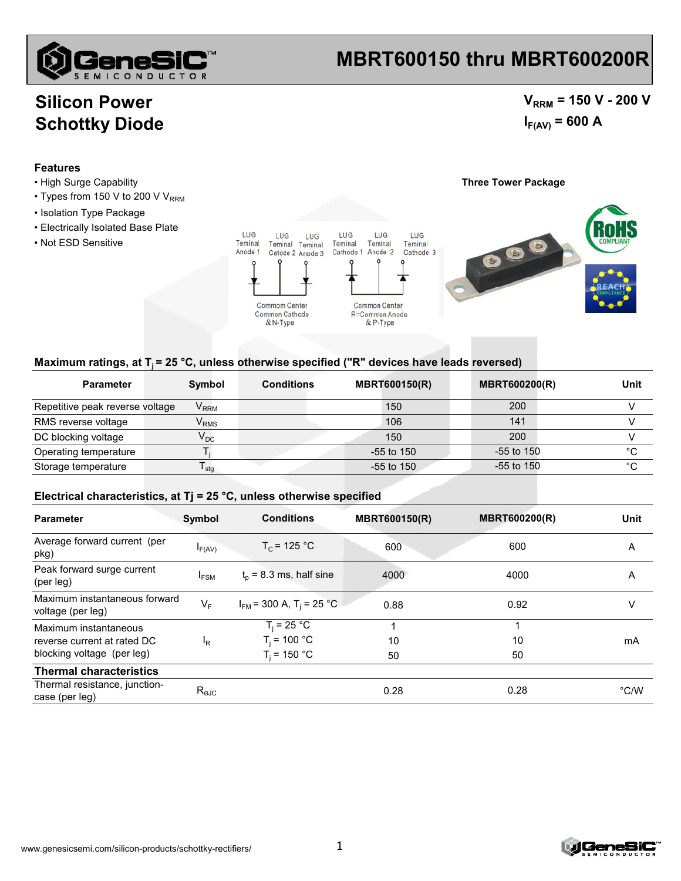# MBRT600150 thru MBRT600200R

## Silicon Power Schottky Diode

$V_{RRM}$ = 150 V - 200 V

$I_{F(AV)}$ = 600 A

### Features

- High Surge Capability
- Types from 150 V to 200 V $V_{RRM}$
- Isolation Type Package
- Electrically Isolated Base Plate
- Not ESD Sensitive

**Three Tower Package**

LUG Teminal Anode 1 | LUG Teminal Catode 2 | LUG Teminal Anode 3 | LUG Teminal Cathode 1 | LUG Teminal Anode 2 | LUG Teminal Cathode 3

Common Center Common Cathode & N-Type

Common Center R=Common Anode & P-Type

### Maximum ratings, at $T_j$ = 25 °C, unless otherwise specified ("R" devices have leads reversed)

| Parameter | Symbol | Conditions | MBRT600150(R) | MBRT600200(R) | Unit |
|---|---|---|---|---|---|
| Repetitive peak reverse voltage | $V_{RRM}$ | | 150 | 200 | V |
| RMS reverse voltage | $V_{RMS}$ | | 106 | 141 | V |
| DC blocking voltage | $V_{DC}$ | | 150 | 200 | V |
| Operating temperature | $T_j$ | | -55 to 150 | -55 to 150 | °C |
| Storage temperature | $T_{stg}$ | | -55 to 150 | -55 to 150 | °C |

### Electrical characteristics, at Tj = 25 °C, unless otherwise specified

| Parameter | Symbol | Conditions | MBRT600150(R) | MBRT600200(R) | Unit |
|---|---|---|---|---|---|
| Average forward current (per pkg) | $I_{F(AV)}$ | $T_C$ = 125 °C | 600 | 600 | A |
| Peak forward surge current (per leg) | $I_{FSM}$ | $t_p$ = 8.3 ms, half sine | 4000 | 4000 | A |
| Maximum instantaneous forward voltage (per leg) | $V_F$ | $I_{FM}$ = 300 A, $T_j$ = 25 °C | 0.88 | 0.92 | V |
| Maximum instantaneous reverse current at rated DC blocking voltage (per leg) | $I_R$ | $T_j$ = 25 °C<br>$T_j$ = 100 °C<br>$T_j$ = 150 °C | 1<br>10<br>50 | 1<br>10<br>50 | mA |
| **Thermal characteristics** | | | | | |
| Thermal resistance, junction-case (per leg) | $R_{\theta JC}$ | | 0.28 | 0.28 | °C/W |

www.genesicsemi.com/silicon-products/schottky-rectifiers/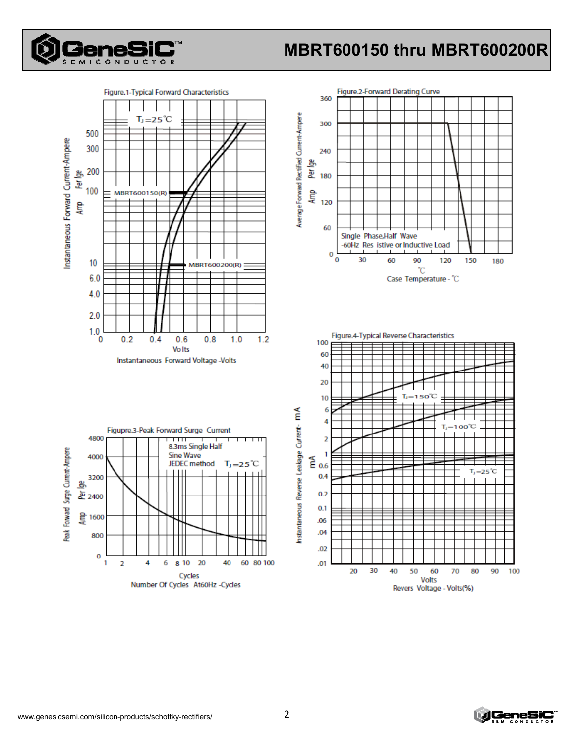Figure.1-Typical Forward Characteristics

Instantaneous Forward Current-Ampere Per lge Amp

$T_J=25$℃

MBRT600150(R)

MBRT600200(R)

Volts

Instantaneous Forward Voltage -Volts

Figure.2-Forward Derating Curve

Average Forward Rectified Current-Ampere Per lge Amp

Single Phase,Half Wave -60Hz Res istive or Inductive Load

℃

Case Temperature - ℃

Figupre.3-Peak Forward Surge Current

Peak Forward Surge Current-Ampere Per lge Amp

8.3ms Single Half Sine Wave JEDEC method $T_J=25$℃

Cycles

Number Of Cycles At60Hz -Cycles

Figure.4-Typical Reverse Characteristics

Instantaneous Reverse Leakage Current- mA

mA

$T_J=150$℃

$T_J=100$℃

$T_J=25$℃

Volts

Revers Voltage - Volts(%)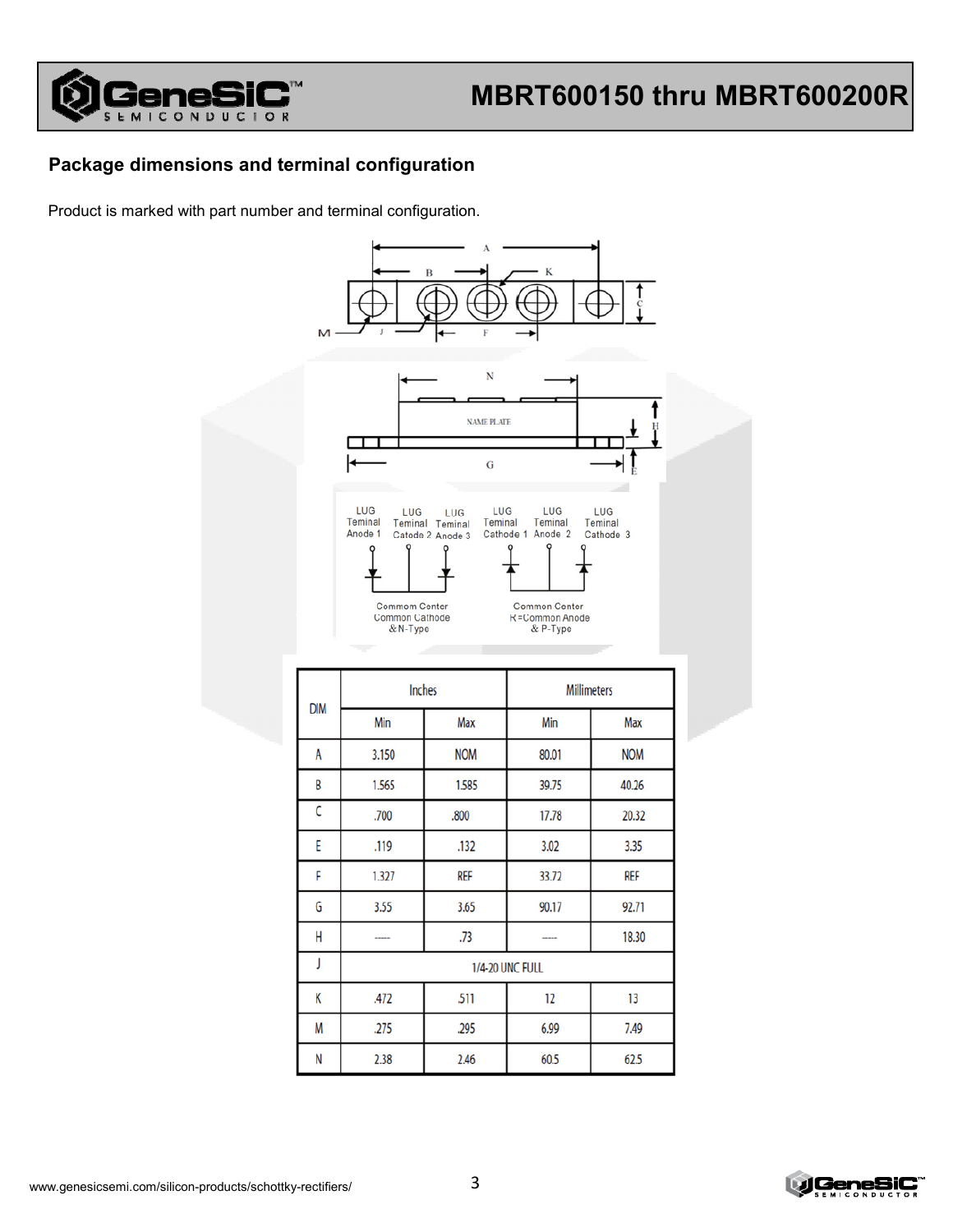## Package dimensions and terminal configuration

Product is marked with part number and terminal configuration.

A
B
K
C
M
J
F
N
NAME PLATE
H
G
E

LUG Teminal Anode 1
LUG Teminal Catode 2
LUG Teminal Anode 3
LUG Teminal Cathode 1
LUG Teminal Anode 2
LUG Teminal Cathode 3

Common Center
Common Cathode
& N-Type

Common Center
R=Common Anode
& P-Type

| DIM | Inches | | Millimeters | |
|---|---|---|---|---|
| | Min | Max | Min | Max |
| A | 3.150 | NOM | 80.01 | NOM |
| B | 1.565 | 1.585 | 39.75 | 40.26 |
| C | .700 | .800 | 17.78 | 20.32 |
| E | .119 | .132 | 3.02 | 3.35 |
| F | 1.327 | REF | 33.72 | REF |
| G | 3.55 | 3.65 | 90.17 | 92.71 |
| H | ----- | .73 | ----- | 18.30 |
| J | 1/4-20 UNC FULL | | | |
| K | .472 | .511 | 12 | 13 |
| M | .275 | .295 | 6.99 | 7.49 |
| N | 2.38 | 2.46 | 60.5 | 62.5 |